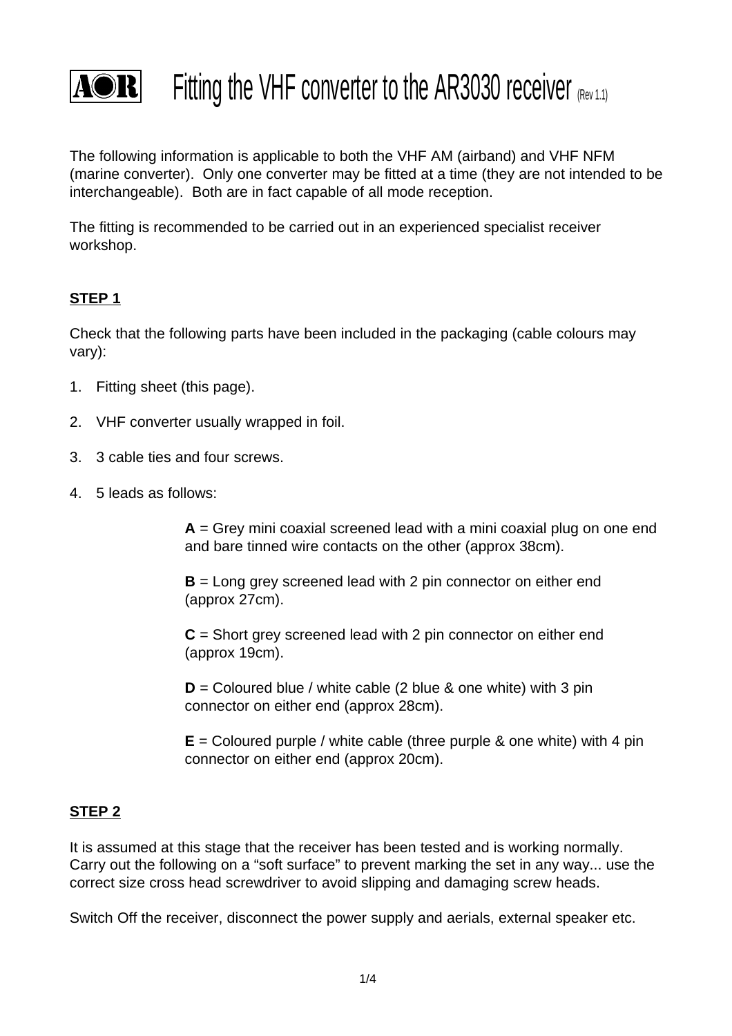# AOR Fitting the VHF converter to the AR3030 receiver (Rev 1.1)

The following information is applicable to both the VHF AM (airband) and VHF NFM (marine converter). Only one converter may be fitted at a time (they are not intended to be interchangeable). Both are in fact capable of all mode reception.

The fitting is recommended to be carried out in an experienced specialist receiver workshop.

**STEP 1**

Check that the following parts have been included in the packaging (cable colours may vary):

1. Fitting sheet (this page).
2. VHF converter usually wrapped in foil.
3. 3 cable ties and four screws.
4. 5 leads as follows:

   **A** = Grey mini coaxial screened lead with a mini coaxial plug on one end and bare tinned wire contacts on the other (approx 38cm).

   **B** = Long grey screened lead with 2 pin connector on either end (approx 27cm).

   **C** = Short grey screened lead with 2 pin connector on either end (approx 19cm).

   **D** = Coloured blue / white cable (2 blue & one white) with 3 pin connector on either end (approx 28cm).

   **E** = Coloured purple / white cable (three purple & one white) with 4 pin connector on either end (approx 20cm).

**STEP 2**

It is assumed at this stage that the receiver has been tested and is working normally. Carry out the following on a "soft surface" to prevent marking the set in any way... use the correct size cross head screwdriver to avoid slipping and damaging screw heads.

Switch Off the receiver, disconnect the power supply and aerials, external speaker etc.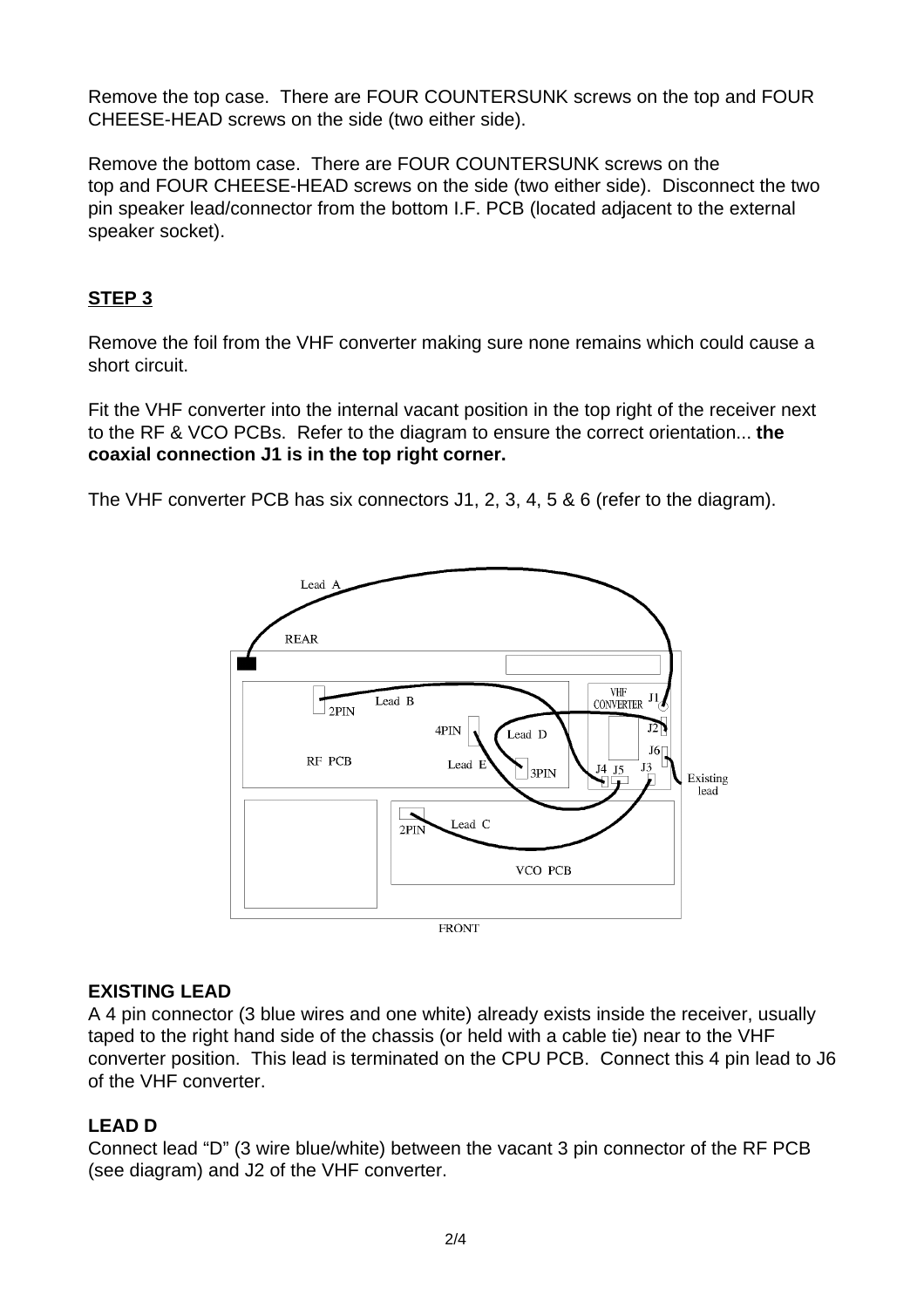Remove the top case. There are FOUR COUNTERSUNK screws on the top and FOUR CHEESE-HEAD screws on the side (two either side).

Remove the bottom case. There are FOUR COUNTERSUNK screws on the top and FOUR CHEESE-HEAD screws on the side (two either side). Disconnect the two pin speaker lead/connector from the bottom I.F. PCB (located adjacent to the external speaker socket).

## STEP 3

Remove the foil from the VHF converter making sure none remains which could cause a short circuit.

Fit the VHF converter into the internal vacant position in the top right of the receiver next to the RF & VCO PCBs. Refer to the diagram to ensure the correct orientation... **the coaxial connection J1 is in the top right corner.**

The VHF converter PCB has six connectors J1, 2, 3, 4, 5 & 6 (refer to the diagram).

### EXISTING LEAD

A 4 pin connector (3 blue wires and one white) already exists inside the receiver, usually taped to the right hand side of the chassis (or held with a cable tie) near to the VHF converter position. This lead is terminated on the CPU PCB. Connect this 4 pin lead to J6 of the VHF converter.

### LEAD D

Connect lead “D” (3 wire blue/white) between the vacant 3 pin connector of the RF PCB (see diagram) and J2 of the VHF converter.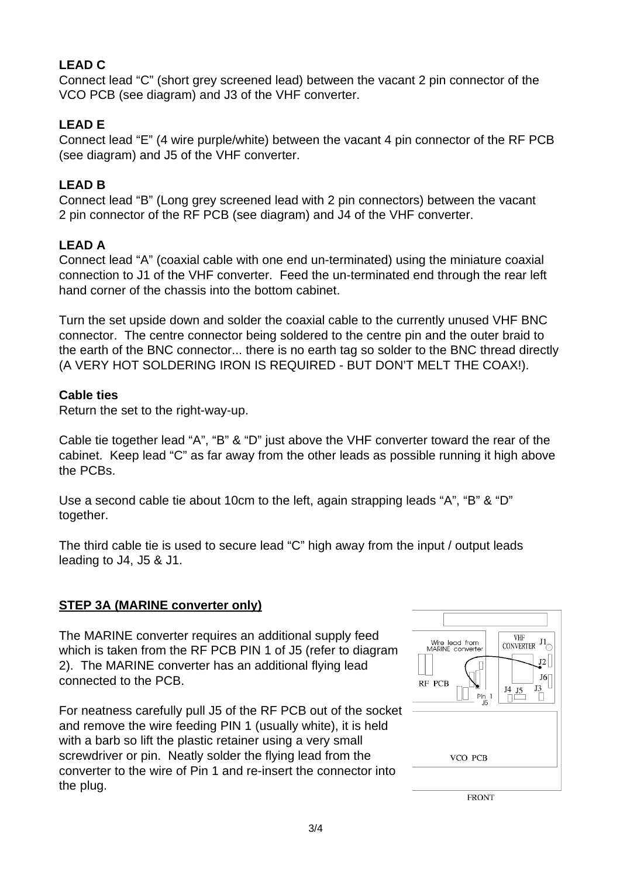**LEAD C**
Connect lead "C" (short grey screened lead) between the vacant 2 pin connector of the VCO PCB (see diagram) and J3 of the VHF converter.

**LEAD E**
Connect lead "E" (4 wire purple/white) between the vacant 4 pin connector of the RF PCB (see diagram) and J5 of the VHF converter.

**LEAD B**
Connect lead "B" (Long grey screened lead with 2 pin connectors) between the vacant 2 pin connector of the RF PCB (see diagram) and J4 of the VHF converter.

**LEAD A**
Connect lead "A" (coaxial cable with one end un-terminated) using the miniature coaxial connection to J1 of the VHF converter. Feed the un-terminated end through the rear left hand corner of the chassis into the bottom cabinet.

Turn the set upside down and solder the coaxial cable to the currently unused VHF BNC connector. The centre connector being soldered to the centre pin and the outer braid to the earth of the BNC connector... there is no earth tag so solder to the BNC thread directly (A VERY HOT SOLDERING IRON IS REQUIRED - BUT DON'T MELT THE COAX!).

**Cable ties**
Return the set to the right-way-up.

Cable tie together lead "A", "B" & "D" just above the VHF converter toward the rear of the cabinet. Keep lead "C" as far away from the other leads as possible running it high above the PCBs.

Use a second cable tie about 10cm to the left, again strapping leads "A", "B" & "D" together.

The third cable tie is used to secure lead "C" high away from the input / output leads leading to J4, J5 & J1.

**STEP 3A (MARINE converter only)**

The MARINE converter requires an additional supply feed which is taken from the RF PCB PIN 1 of J5 (refer to diagram 2). The MARINE converter has an additional flying lead connected to the PCB.

For neatness carefully pull J5 of the RF PCB out of the socket and remove the wire feeding PIN 1 (usually white), it is held with a barb so lift the plastic retainer using a very small screwdriver or pin. Neatly solder the flying lead from the converter to the wire of Pin 1 and re-insert the connector into the plug.

Wire lead from MARINE converter
VHF CONVERTER
J1
J2
J6
J4 J5 J3
RF PCB
Pin 1 J5
VCO PCB
FRONT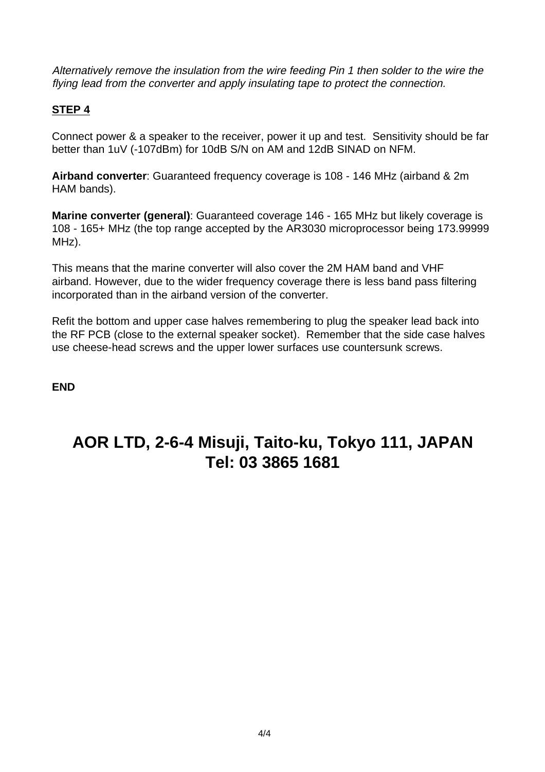*Alternatively remove the insulation from the wire feeding Pin 1 then solder to the wire the flying lead from the converter and apply insulating tape to protect the connection.*

**STEP 4**

Connect power & a speaker to the receiver, power it up and test. Sensitivity should be far better than 1uV (-107dBm) for 10dB S/N on AM and 12dB SINAD on NFM.

**Airband converter**: Guaranteed frequency coverage is 108 - 146 MHz (airband & 2m HAM bands).

**Marine converter (general)**: Guaranteed coverage 146 - 165 MHz but likely coverage is 108 - 165+ MHz (the top range accepted by the AR3030 microprocessor being 173.99999 MHz).

This means that the marine converter will also cover the 2M HAM band and VHF airband. However, due to the wider frequency coverage there is less band pass filtering incorporated than in the airband version of the converter.

Refit the bottom and upper case halves remembering to plug the speaker lead back into the RF PCB (close to the external speaker socket). Remember that the side case halves use cheese-head screws and the upper lower surfaces use countersunk screws.

**END**

## AOR LTD, 2-6-4 Misuji, Taito-ku, Tokyo 111, JAPAN
## Tel: 03 3865 1681